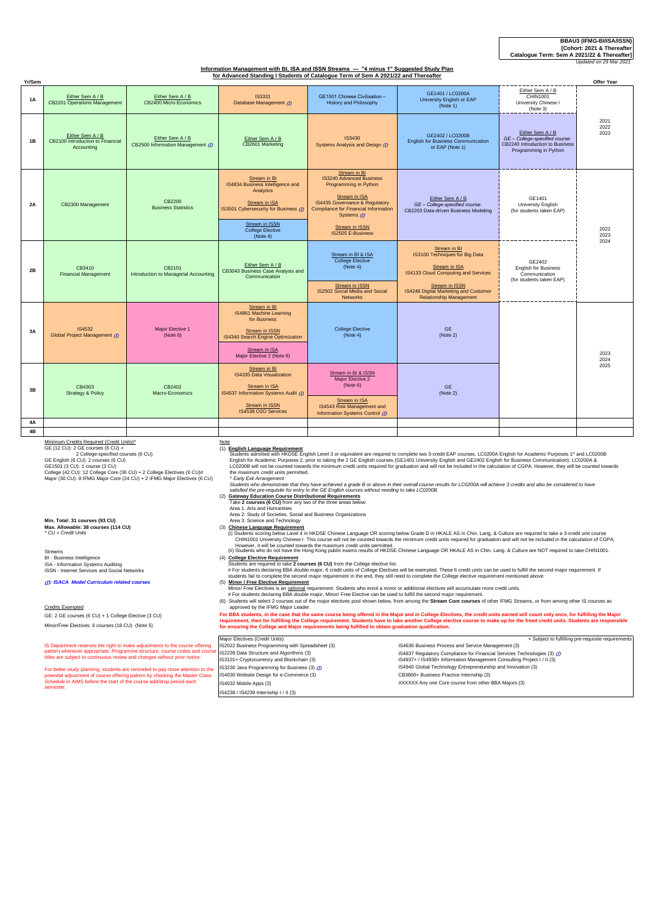**BBAU3 (IFMG-BI/ISA/ISSN)**
**[Cohort: 2021 & Thereafter]**
**Catalogue Term: Sem A 2021/22 & Thereafter]**
*Updated on 29 Mar 2021*

## Information Management with BI, ISA and ISSN Streams — "4 minus 1" Suggested Study Plan for Advanced Standing I Students of Catalogue Term of Sem A 2021/22 and Thereafter

| Yr/Sem | | | | | | | Offer Year |
|---|---|---|---|---|---|---|---|
| 1A | Either Sem A / B CB2201 Operations Management | Either Sem A / B CB2400 Micro-Economics | IS3331 Database Management (I) | GE1501 Chinese Civilisation – History and Philosophy | GE1401 / LC0200A University English or EAP (Note 1) | Either Sem A / B CHIN1001 University Chinese I (Note 3) | 2021 2022 2023 |
| 1B | Either Sem A / B CB2100 Introduction to Financial Accounting | Either Sem A / B CB2500 Information Management (I) | Either Sem A / B CB2601 Marketing | IS3430 Systems Analysis and Design (I) | GE2402 / LC0200B English for Business Communication or EAP (Note 1) | Either Sem A / B GE – College-specified course: CB2240 Introduction to Business Programming in Python | |
| 2A | CB2300 Management | CB2200 Business Statistics | Stream in BI IS4834 Business Intelligence and Analytics<br>Stream in ISA IS3501 Cybersecurity for Business (I)<br>Stream in ISSN College Elective (Note 4) | Stream in BI IS3240 Advanced Business Programming in Python<br>Stream in ISA IS4435 Governance & Regulatory Compliance for Financial Information Systems (I)<br>Stream in ISSN IS2505 E-Business | Either Sem A / B GE – College-specified course: CB2203 Data-driven Business Modeling | GE1401 University English (for students taken EAP) | 2022 2023 2024 |
| 2B | CB3410 Financial Management | CB2101 Introduction to Managerial Accounting | Either Sem A / B CB3043 Business Case Analysis and Communication | Stream in BI & ISA College Elective (Note 4)<br>Stream in ISSN IS2502 Social Media and Social Networks | Stream in BI IS3100 Techniques for Big Data<br>Stream in ISA IS4133 Cloud Computing and Services<br>Stream in ISSN IS4246 Digital Marketing and Customer Relationship Management | GE2402 English for Business Communication (for students taken EAP) | |
| 3A | IS4532 Global Project Management (I) | Major Elective 1 (Note 6) | Stream in BI IS4861 Machine Learning for Business<br>Stream in ISSN IS4340 Search Engine Optimization<br>Stream in ISA Major Elective 2 (Note 6) | College Elective (Note 4) | GE (Note 2) | | 2023 2024 2025 |
| 3B | CB4303 Strategy & Policy | CB2402 Macro-Economics | Stream in BI IS4335 Data Visualization<br>Stream in ISA IS4537 Information Systems Audit (I)<br>Stream in ISSN IS4538 O2O Services | Stream in BI & ISSN Major Elective 2 (Note 6)<br>Stream in ISA IS4543 Risk Management and Information Systems Control (I) | GE (Note 2) | | |
| 4A | | | | | | | |
| 4B | | | | | | | |

Minimum Credits Required (Credit Units)*
GE (12 CU): 2 GE courses (6 CU) + 2 College-specified courses (6 CU)
GE English (6 CU): 2 courses (6 CU)
GE1501 (3 CU): 1 course (3 CU)
College (42 CU): 12 College Core (36 CU) + 2 College Electives (6 CU)#
Major (30 CU): 8 IFMG Major Core (24 CU) + 2 IFMG Major Electives (6 CU)

**Min. Total: 31 courses (93 CU)**
**Max. Allowable: 38 courses (114 CU)**
*\* CU = Credit Units*

Streams
BI - Business Intelligence
ISA - Information Systems Auditing
ISSN - Internet Services and Social Networks

***(I): ISACA Model Curriculum related courses***

Credits Exempted
GE: 2 GE courses (6 CU) + 1 College Elective (3 CU)
Minor/Free Electives: 6 courses (18 CU) (Note 5)

IS Department reserves the right to make adjustments to the course offering pattern whenever appropriate. Programme structure, course codes and course titles are subject to continuous review and changes without prior notice.

For better study planning, students are reminded to pay close attention to the potential adjustment of course offering pattern by checking the Master Class Schedule in AIMS before the start of the course add/drop period each semester.

Note
(1) **English Language Requirement**
Students admitted with HKDSE English Level 3 or equivalent are required to complete two 3-credit EAP courses, LC0200A English for Academic Purposes 1^ and LC0200B English for Academic Purposes 2, prior to taking the 2 GE English courses (GE1401 University English and GE2402 English for Business Communication). LC0200A & LC0200B will not be counted towards the minimum credit units required for graduation and will not be included in the calculation of CGPA. However, they will be counted towards the maximum credit units permitted.
*^ Early Exit Arrangement:*
*Students who demonstrate that they have achieved a grade B or above in their overall course results for LC0200A will achieve 3 credits and also be considered to have satisfied the pre-requisite for entry to the GE English courses without needing to take LC0200B.*
(2) **Gateway Education Course Distributional Requirements**
Take **2 courses (6 CU)** from any two of the three areas below:
Area 1: Arts and Humanities
Area 2: Study of Societies, Social and Business Organizations
Area 3: Science and Technology
(3) **Chinese Language Requirement**
(i) Students scoring below Level 4 in HKDSE Chinese Language OR scoring below Grade D in HKALE AS in Chin. Lang. & Culture are required to take a 3-credit unit course CHIN1001 University Chinese I. This course will not be counted towards the minimum credit units required for graduation and will not be included in the calculation of CGPA. However, it will be counted towards the maximum credit units permitted.
(ii) Students who do not have the Hong Kong public exams results of HKDSE Chinese Language OR HKALE AS in Chin. Lang. & Culture are NOT required to take CHIN1001.
(4) **College Elective Requirement**
Students are required to take **2 courses (6 CU)** from the College elective list.
# For students declaring BBA double major, 6 credit units of College Electives will be exempted. These 6 credit units can be used to fulfill the second major requirement. If students fail to complete the second major requirement in the end, they still need to complete the College elective requirement mentioned above.
(5) **Minor / Free Elective Requirement**
Minor/ Free Electives is an optional requirement. Students who enrol a minor or additional electives will accumulate more credit units.
# For students declaring BBA double major, Minor/ Free Elective can be used to fulfill the second major requirement.
(6) Students will select 2 courses out of the major electives pool shown below, from among the **Stream Core courses** of other IFMG Streams, or from among other IS courses as approved by the IFMG Major Leader.

**For BBA students, in the case that the same course being offered in the Major and in College Electives, the credit units earned will count only once, for fulfilling the Major requirement, then for fulfilling the College requirement. Students have to take another College elective course to make up for the freed credit units. Students are responsible for ensuring the College and Major requirements being fulfilled to obtain graduation qualification.**

| Major Electives (Credit Units) | + Subject to fulfilling pre-requisite requirements |
|---|---|
| IS2022 Business Programming with Spreadsheet (3) | IS4636 Business Process and Service Management (3) |
| IS2239 Data Structure and Algorithms (3) | IS4837 Regulatory Compliance for Financial Services Technologies (3) (I) |
| IS3101+ Cryptocurrency and Blockchain (3) | IS4937+ / IS4938+ Information Management Consulting Project I / II (3) |
| IS3230 Java Programming for Business (3) (I) | IS4940 Global Technology Entrepreneurship and Innovation (3) |
| IS4030 Website Design for e-Commerce (3) | CB3800+ Business Practice Internship (3) |
| IS4032 Mobile Apps (3) | XXXXXX Any one Core course from other BBA Majors (3) |
| IS4238 / IS4239 Internship I / II (3) | |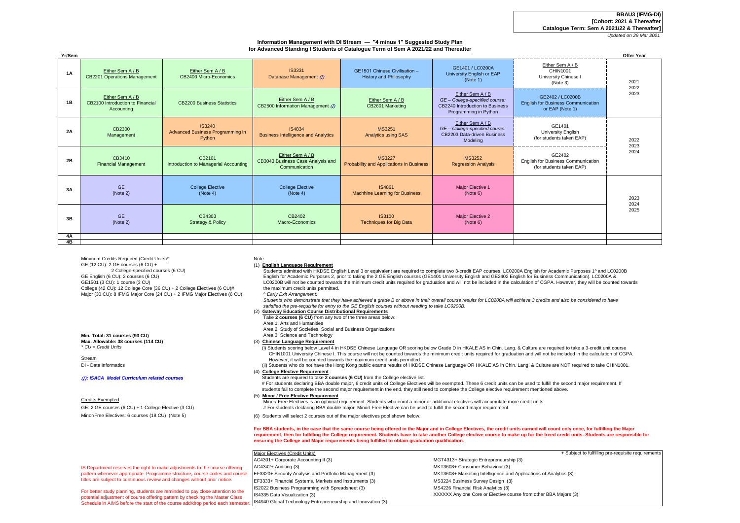**BBAU3 (IFMG-DI)**
**[Cohort: 2021 & Thereafter**
**Catalogue Term: Sem A 2021/22 & Thereafter]**
*Updated on 29 Mar 2021*

## Information Management with DI Stream — "4 minus 1" Suggested Study Plan
## for Advanced Standing I Students of Catalogue Term of Sem A 2021/22 and Thereafter

| Yr/Sem | | | | | | | Offer Year |
|---|---|---|---|---|---|---|---|
| 1A | Either Sem A / B<br>CB2201 Operations Management | Either Sem A / B<br>CB2400 Micro-Economics | IS3331<br>Database Management *(Ƭ)* | GE1501 Chinese Civilisation – History and Philosophy | GE1401 / LC0200A<br>University English or EAP<br>(Note 1) | Either Sem A / B<br>CHIN1001<br>University Chinese I<br>(Note 3) | 2021<br>2022<br>2023 |
| 1B | Either Sem A / B<br>CB2100 Introduction to Financial Accounting | CB2200 Business Statistics | Either Sem A / B<br>CB2500 Information Management *(Ƭ)* | Either Sem A / B<br>CB2601 Marketing | Either Sem A / B<br>*GE – College-specified course:*<br>CB2240 Introduction to Business Programming in Python | GE2402 / LC0200B<br>English for Business Communication or EAP (Note 1) | |
| 2A | CB2300<br>Management | IS3240<br>Advanced Business Programming in Python | IS4834<br>Business Intelligence and Analytics | MS3251<br>Analytics using SAS | Either Sem A / B<br>*GE – College-specified course:*<br>CB2203 Data-driven Business Modeling | GE1401<br>University English<br>(for students taken EAP) | 2022<br>2023<br>2024 |
| 2B | CB3410<br>Financial Management | CB2101<br>Introduction to Managerial Accounting | Either Sem A / B<br>CB3043 Business Case Analysis and Communication | MS3227<br>Probability and Applications in Business | MS3252<br>Regression Analysis | GE2402<br>English for Business Communication<br>(for students taken EAP) | |
| 3A | GE<br>(Note 2) | College Elective<br>(Note 4) | College Elective<br>(Note 4) | IS4861<br>Machhine Learning for Business | Major Elective 1<br>(Note 6) | | 2023<br>2024<br>2025 |
| 3B | GE<br>(Note 2) | CB4303<br>Strategy & Policy | CB2402<br>Macro-Economics | IS3100<br>Techniques for Big Data | Major Elective 2<br>(Note 6) | | |
| 4A | | | | | | | |
| 4B | | | | | | | |

Minimum Credits Required (Credit Units)*

GE (12 CU): 2 GE courses (6 CU) +
2 College-specified courses (6 CU)
GE English (6 CU): 2 courses (6 CU)
GE1501 (3 CU): 1 course (3 CU)
College (42 CU): 12 College Core (36 CU) + 2 College Electives (6 CU)#
Major (30 CU): 8 IFMG Major Core (24 CU) + 2 IFMG Major Electives (6 CU)

**Min. Total: 31 courses (93 CU)**
**Max. Allowable: 38 courses (114 CU)**
*\* CU = Credit Units*

Stream
DI - Data Informatics

***(Ƭ): ISACA Model Curriculum related courses***

Credits Exempted

GE: 2 GE courses (6 CU) + 1 College Elective (3 CU)
Minor/Free Electives: 6 courses (18 CU) (Note 5)

IS Department reserves the right to make adjustments to the course offering pattern whenever appropriate. Programme structure, course codes and course titles are subject to continuous review and changes without prior notice.

For better study planning, students are reminded to pay close attention to the potential adjustment of course offering pattern by checking the Master Class Schedule in AIMS before the start of the course add/drop period each semester.

Note

(1) **English Language Requirement**
Students admitted with HKDSE English Level 3 or equivalent are required to complete two 3-credit EAP courses, LC0200A English for Academic Purposes 1^ and LC0200B English for Academic Purposes 2, prior to taking the 2 GE English courses (GE1401 University English and GE2402 English for Business Communication). LC0200A & LC0200B will not be counted towards the minimum credit units required for graduation and will not be included in the calculation of CGPA. However, they will be counted towards the maximum credit units permitted.
*^ Early Exit Arrangement:*
*Students who demonstrate that they have achieved a grade B or above in their overall course results for LC0200A will achieve 3 credits and also be considered to have satisfied the pre-requisite for entry to the GE English courses without needing to take LC0200B.*

(2) **Gateway Education Course Distributional Requirements**
Take **2 courses (6 CU)** from any two of the three areas below:
Area 1: Arts and Humanities
Area 2: Study of Societies, Social and Business Organizations
Area 3: Science and Technology

(3) **Chinese Language Requirement**
(i) Students scoring below Lavel 4 in HKDSE Chinese Language OR scoring below Grade D in HKALE AS in Chin. Lang. & Culture are required to take a 3-credit unit course CHIN1001 University Chinese I. This course will not be counted towards the minimum credit units required for graduation and will not be included in the calculation of CGPA. However, it will be counted towards the maximum credit units permitted.
(ii) Students who do not have the Hong Kong public exams results of HKDSE Chinese Language OR HKALE AS in Chin. Lang. & Culture are NOT required to take CHIN1001.

(4) **College Elective Requirement**
Students are required to take **2 courses (6 CU)** from the College elective list.
\# For students declaring BBA double major, 6 credit units of College Electives will be exempted. These 6 credit units can be used to fulfill the second major requirement. If students fail to complete the second major requirement in the end, they still need to complete the College elective requirement mentioned above.

(5) **Minor / Free Elective Requirement**
Minor/ Free Electives is an optional requirement. Students who enrol a minor or additional electives will accumulate more credit units.
\# For students declaring BBA double major, Minor/ Free Elective can be used to fulfill the second major requirement.

(6) Students will select 2 courses out of the major electives pool shown below.

**For BBA students, in the case that the same course being offered in the Major and in College Electives, the credit units earned will count only once, for fulfilling the Major requirement, then for fulfilling the College requirement. Students have to take another College elective course to make up for the freed credit units. Students are responsible for ensuring the College and Major requirements being fulfilled to obtain graduation qualification.**

| Major Electives (Credit Units) | + Subject to fulfilling pre-requisite requirements |
|---|---|
| AC4301+ Corporate Accounting II (3) | MGT4313+ Strategic Entrepreneurship (3) |
| AC4342+ Auditing (3) | MKT3603+ Consumer Behaviour (3) |
| EF3320+ Security Analysis and Portfolio Management (3) | MKT3608+ Marketing Intelligence and Applications of Analytics (3) |
| EF3333+ Financial Systems, Markets and Instruments (3) | MS3224 Business Survey Design (3) |
| IS2022 Business Programming with Spreadsheet (3) | MS4226 Financial Risk Analytics (3) |
| IS4335 Data Visualization (3) | XXXXXX Any one Core or Elective course from other BBA Majors (3) |
| IS4940 Global Technology Entrepreneurship and Innovation (3) | |